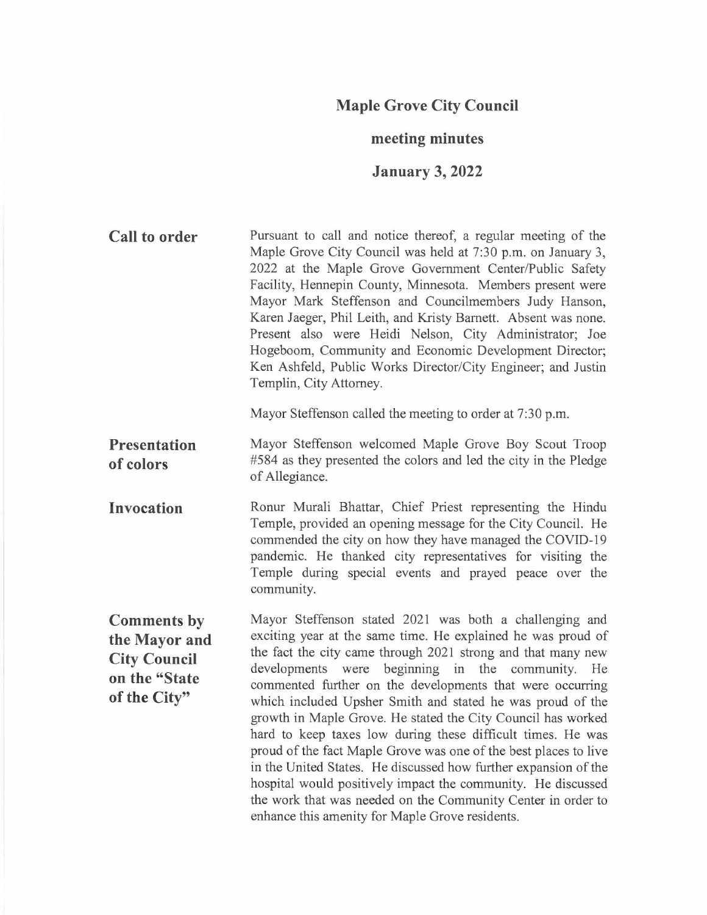# Maple Grove City Council

## meeting minutes

## January 3, 2022

**Call to order**

Pursuant to call and notice thereof, a regular meeting of the Maple Grove City Council was held at 7:30 p.m. on January 3, 2022 at the Maple Grove Government Center/Public Safety Facility, Hennepin County, Minnesota. Members present were Mayor Mark Steffenson and Councilmembers Judy Hanson, Karen Jaeger, Phil Leith, and Kristy Barnett. Absent was none. Present also were Heidi Nelson, City Administrator; Joe Hogeboom, Community and Economic Development Director; Ken Ashfeld, Public Works Director/City Engineer; and Justin Templin, City Attorney.

Mayor Steffenson called the meeting to order at 7:30 p.m.

**Presentation of colors**

Mayor Steffenson welcomed Maple Grove Boy Scout Troop #584 as they presented the colors and led the city in the Pledge of Allegiance.

**Invocation**

Ronur Murali Bhattar, Chief Priest representing the Hindu Temple, provided an opening message for the City Council. He commended the city on how they have managed the COVID-19 pandemic. He thanked city representatives for visiting the Temple during special events and prayed peace over the community.

**Comments by the Mayor and City Council on the "State of the City"**

Mayor Steffenson stated 2021 was both a challenging and exciting year at the same time. He explained he was proud of the fact the city came through 2021 strong and that many new developments were beginning in the community. He commented further on the developments that were occurring which included Upsher Smith and stated he was proud of the growth in Maple Grove. He stated the City Council has worked hard to keep taxes low during these difficult times. He was proud of the fact Maple Grove was one of the best places to live in the United States. He discussed how further expansion of the hospital would positively impact the community. He discussed the work that was needed on the Community Center in order to enhance this amenity for Maple Grove residents.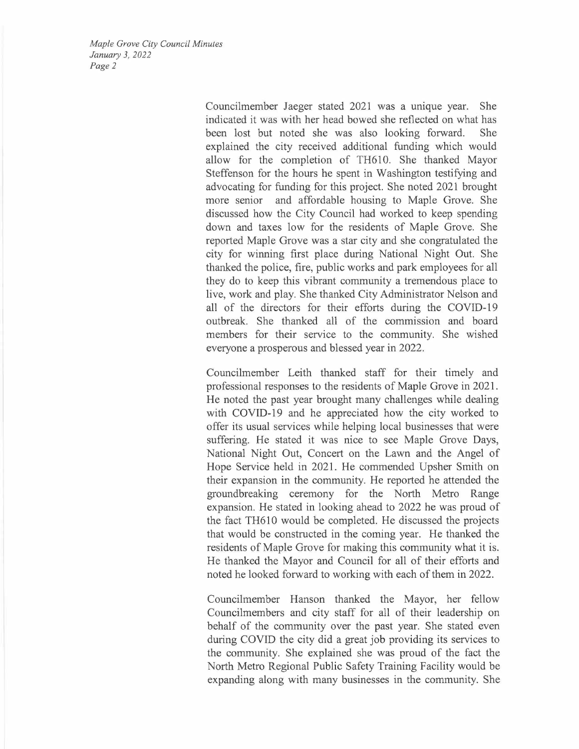Councilmember Jaeger stated 2021 was a unique year. She indicated it was with her head bowed she reflected on what has been lost but noted she was also looking forward. She explained the city received additional funding which would allow for the completion of TH610. She thanked Mayor Steffenson for the hours he spent in Washington testifying and advocating for funding for this project. She noted 2021 brought more senior and affordable housing to Maple Grove. She discussed how the City Council had worked to keep spending down and taxes low for the residents of Maple Grove. She reported Maple Grove was a star city and she congratulated the city for winning first place during National Night Out. She thanked the police, fire, public works and park employees for all they do to keep this vibrant community a tremendous place to live, work and play. She thanked City Administrator Nelson and all of the directors for their efforts during the COVID-19 outbreak. She thanked all of the commission and board members for their service to the community. She wished everyone a prosperous and blessed year in 2022.

Councilmember Leith thanked staff for their timely and professional responses to the residents of Maple Grove in 2021. He noted the past year brought many challenges while dealing with COVID-19 and he appreciated how the city worked to offer its usual services while helping local businesses that were suffering. He stated it was nice to see Maple Grove Days, National Night Out, Concert on the Lawn and the Angel of Hope Service held in 2021. He commended Upsher Smith on their expansion in the community. He reported he attended the groundbreaking ceremony for the North Metro Range expansion. He stated in looking ahead to 2022 he was proud of the fact TH610 would be completed. He discussed the projects that would be constructed in the coming year. He thanked the residents of Maple Grove for making this community what it is. He thanked the Mayor and Council for all of their efforts and noted he looked forward to working with each of them in 2022.

Councilmember Hanson thanked the Mayor, her fellow Councilmembers and city staff for all of their leadership on behalf of the community over the past year. She stated even during COVID the city did a great job providing its services to the community. She explained she was proud of the fact the North Metro Regional Public Safety Training Facility would be expanding along with many businesses in the community. She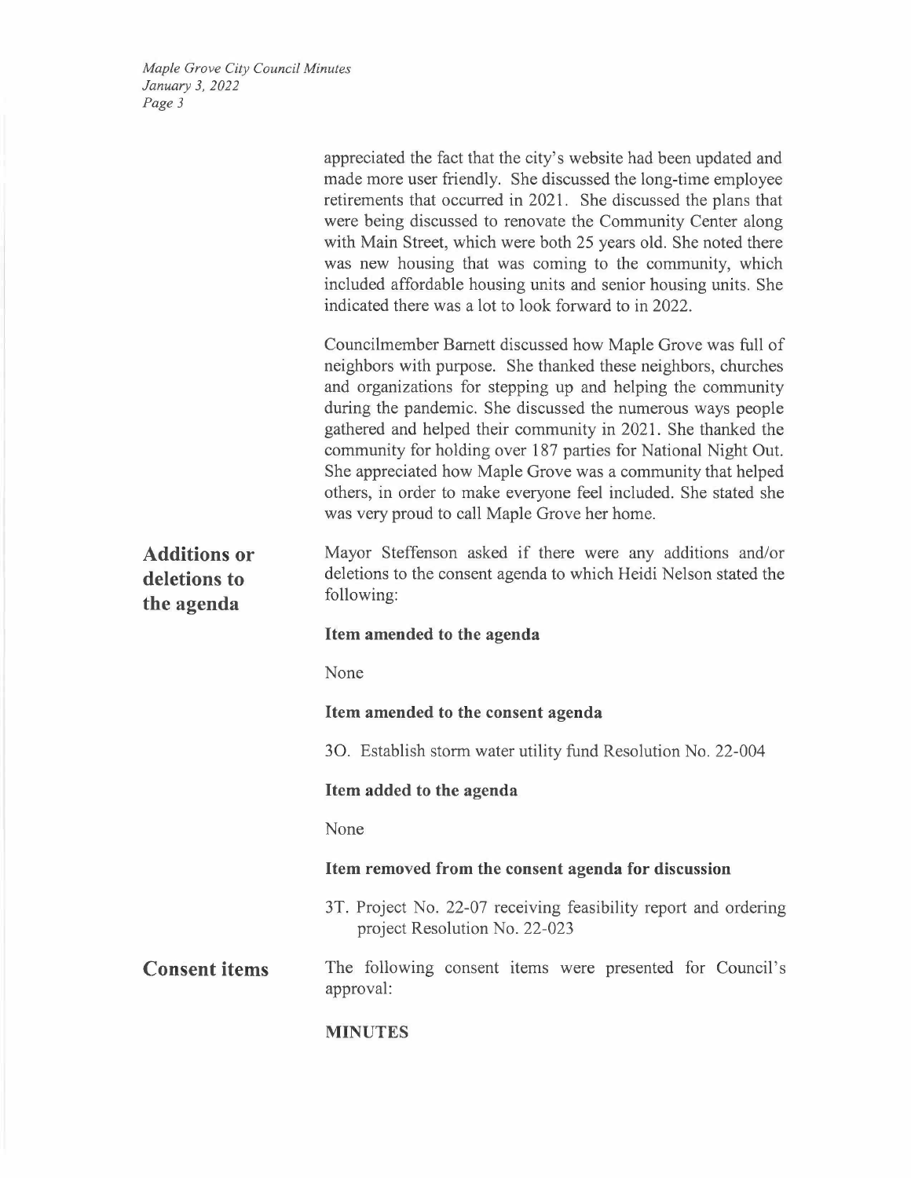appreciated the fact that the city's website had been updated and made more user friendly. She discussed the long-time employee retirements that occurred in 2021. She discussed the plans that were being discussed to renovate the Community Center along with Main Street, which were both 25 years old. She noted there was new housing that was coming to the community, which included affordable housing units and senior housing units. She indicated there was a lot to look forward to in 2022.

Councilmember Barnett discussed how Maple Grove was full of neighbors with purpose. She thanked these neighbors, churches and organizations for stepping up and helping the community during the pandemic. She discussed the numerous ways people gathered and helped their community in 2021. She thanked the community for holding over 187 parties for National Night Out. She appreciated how Maple Grove was a community that helped others, in order to make everyone feel included. She stated she was very proud to call Maple Grove her home.

## Additions or deletions to the agenda

Mayor Steffenson asked if there were any additions and/or deletions to the consent agenda to which Heidi Nelson stated the following:

**Item amended to the agenda**

None

**Item amended to the consent agenda**

3O. Establish storm water utility fund Resolution No. 22-004

**Item added to the agenda**

None

**Item removed from the consent agenda for discussion**

3T. Project No. 22-07 receiving feasibility report and ordering project Resolution No. 22-023

## Consent items

The following consent items were presented for Council's approval:

**MINUTES**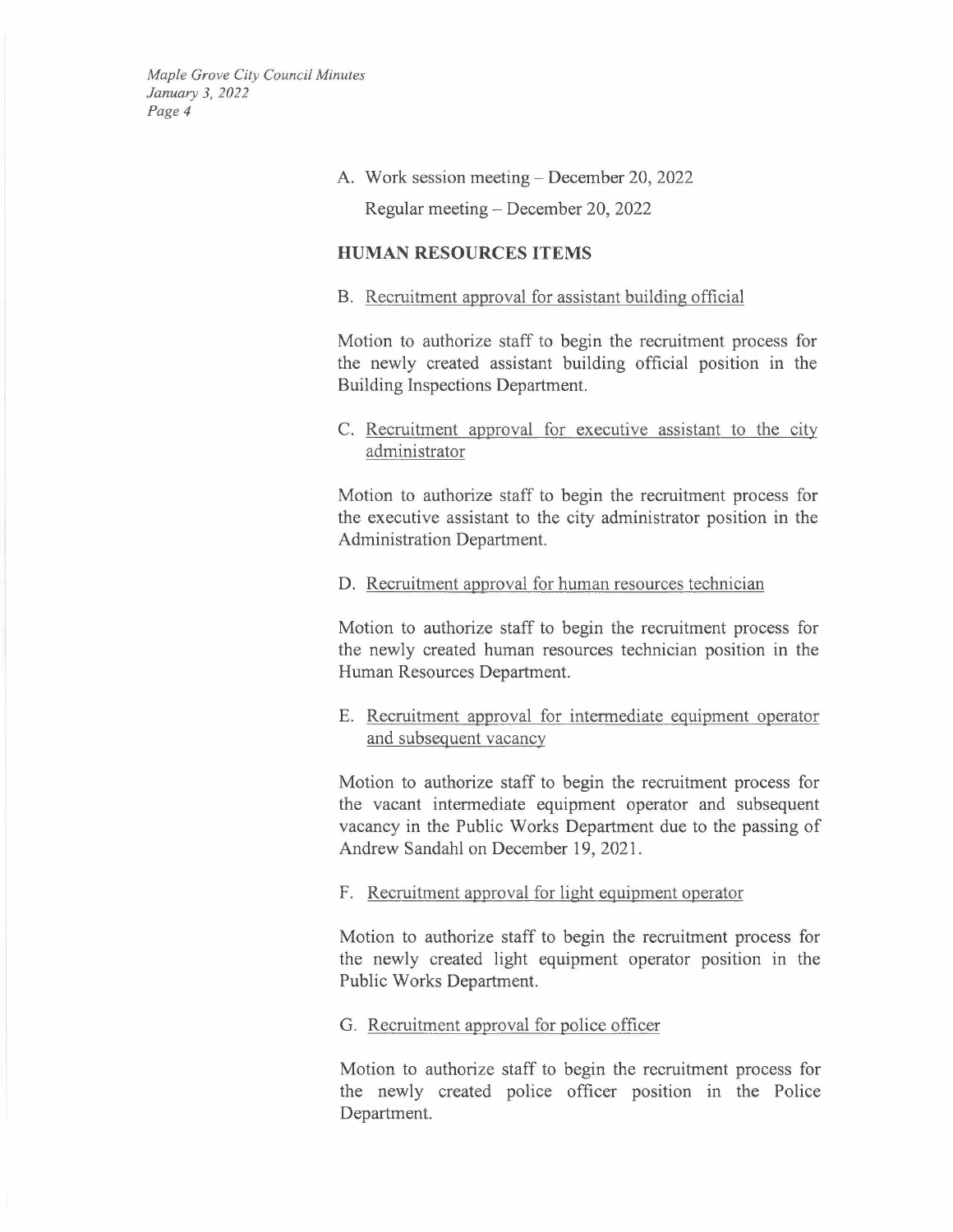A. Work session meeting – December 20, 2022

   Regular meeting – December 20, 2022

## HUMAN RESOURCES ITEMS

B. Recruitment approval for assistant building official

Motion to authorize staff to begin the recruitment process for the newly created assistant building official position in the Building Inspections Department.

C. Recruitment approval for executive assistant to the city administrator

Motion to authorize staff to begin the recruitment process for the executive assistant to the city administrator position in the Administration Department.

D. Recruitment approval for human resources technician

Motion to authorize staff to begin the recruitment process for the newly created human resources technician position in the Human Resources Department.

E. Recruitment approval for intermediate equipment operator and subsequent vacancy

Motion to authorize staff to begin the recruitment process for the vacant intermediate equipment operator and subsequent vacancy in the Public Works Department due to the passing of Andrew Sandahl on December 19, 2021.

F. Recruitment approval for light equipment operator

Motion to authorize staff to begin the recruitment process for the newly created light equipment operator position in the Public Works Department.

G. Recruitment approval for police officer

Motion to authorize staff to begin the recruitment process for the newly created police officer position in the Police Department.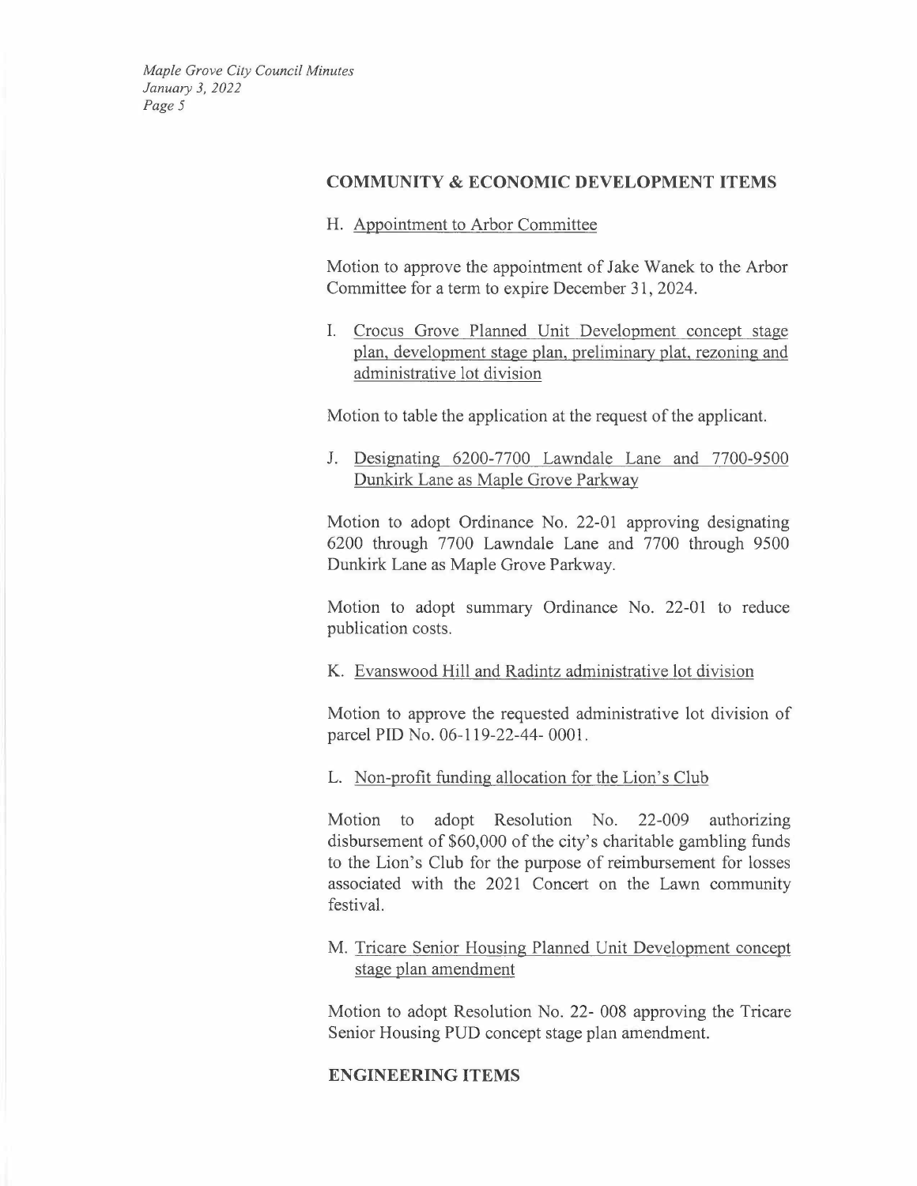## COMMUNITY & ECONOMIC DEVELOPMENT ITEMS

H. Appointment to Arbor Committee

Motion to approve the appointment of Jake Wanek to the Arbor Committee for a term to expire December 31, 2024.

I. Crocus Grove Planned Unit Development concept stage plan, development stage plan, preliminary plat, rezoning and administrative lot division

Motion to table the application at the request of the applicant.

J. Designating 6200-7700 Lawndale Lane and 7700-9500 Dunkirk Lane as Maple Grove Parkway

Motion to adopt Ordinance No. 22-01 approving designating 6200 through 7700 Lawndale Lane and 7700 through 9500 Dunkirk Lane as Maple Grove Parkway.

Motion to adopt summary Ordinance No. 22-01 to reduce publication costs.

K. Evanswood Hill and Radintz administrative lot division

Motion to approve the requested administrative lot division of parcel PID No. 06-119-22-44- 0001.

L. Non-profit funding allocation for the Lion's Club

Motion to adopt Resolution No. 22-009 authorizing disbursement of $60,000 of the city's charitable gambling funds to the Lion's Club for the purpose of reimbursement for losses associated with the 2021 Concert on the Lawn community festival.

M. Tricare Senior Housing Planned Unit Development concept stage plan amendment

Motion to adopt Resolution No. 22- 008 approving the Tricare Senior Housing PUD concept stage plan amendment.

## ENGINEERING ITEMS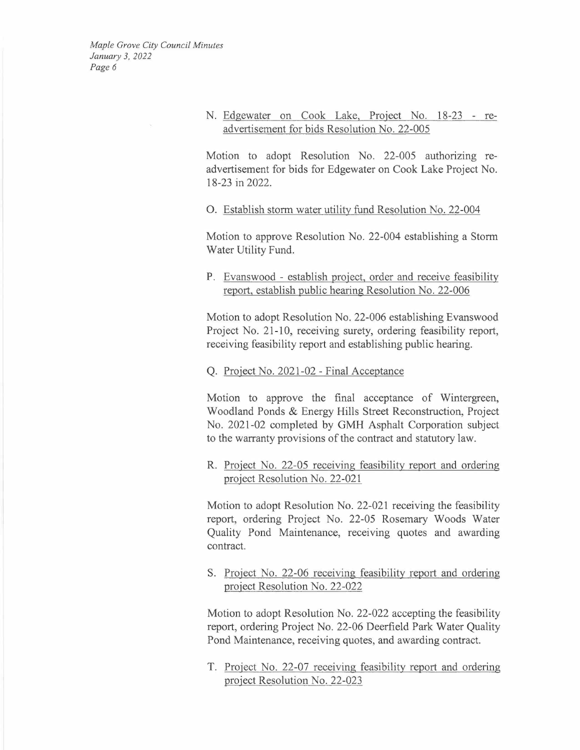N. <u>Edgewater on Cook Lake, Project No. 18-23 - re-advertisement for bids Resolution No. 22-005</u>

Motion to adopt Resolution No. 22-005 authorizing re-advertisement for bids for Edgewater on Cook Lake Project No. 18-23 in 2022.

O. <u>Establish storm water utility fund Resolution No. 22-004</u>

Motion to approve Resolution No. 22-004 establishing a Storm Water Utility Fund.

P. <u>Evanswood - establish project, order and receive feasibility report, establish public hearing Resolution No. 22-006</u>

Motion to adopt Resolution No. 22-006 establishing Evanswood Project No. 21-10, receiving surety, ordering feasibility report, receiving feasibility report and establishing public hearing.

Q. <u>Project No. 2021-02 - Final Acceptance</u>

Motion to approve the final acceptance of Wintergreen, Woodland Ponds & Energy Hills Street Reconstruction, Project No. 2021-02 completed by GMH Asphalt Corporation subject to the warranty provisions of the contract and statutory law.

R. <u>Project No. 22-05 receiving feasibility report and ordering project Resolution No. 22-021</u>

Motion to adopt Resolution No. 22-021 receiving the feasibility report, ordering Project No. 22-05 Rosemary Woods Water Quality Pond Maintenance, receiving quotes and awarding contract.

S. <u>Project No. 22-06 receiving feasibility report and ordering project Resolution No. 22-022</u>

Motion to adopt Resolution No. 22-022 accepting the feasibility report, ordering Project No. 22-06 Deerfield Park Water Quality Pond Maintenance, receiving quotes, and awarding contract.

T. <u>Project No. 22-07 receiving feasibility report and ordering project Resolution No. 22-023</u>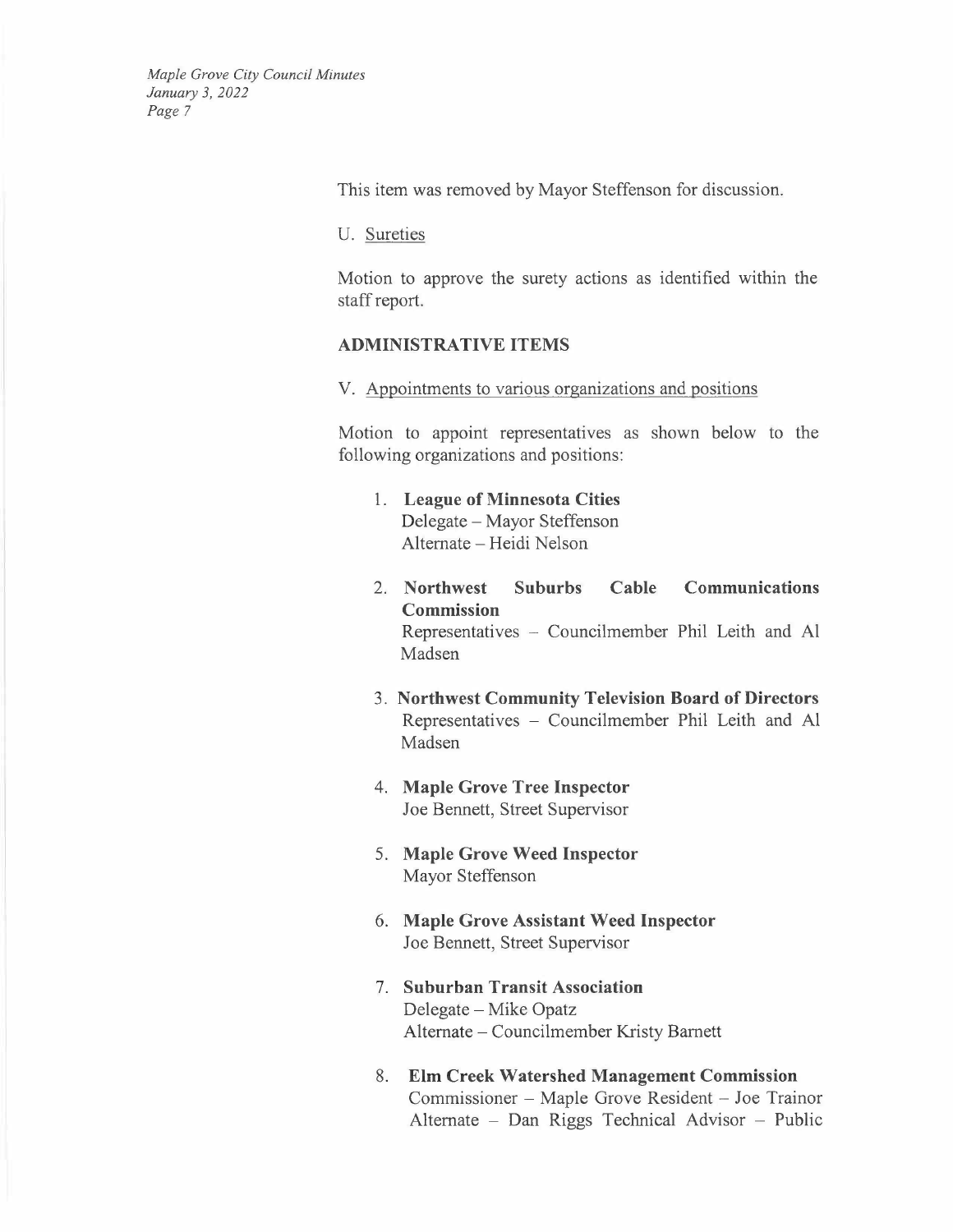This item was removed by Mayor Steffenson for discussion.

U. Sureties

Motion to approve the surety actions as identified within the staff report.

**ADMINISTRATIVE ITEMS**

V. Appointments to various organizations and positions

Motion to appoint representatives as shown below to the following organizations and positions:

1. **League of Minnesota Cities**
   Delegate – Mayor Steffenson
   Alternate – Heidi Nelson

2. **Northwest Suburbs Cable Communications Commission**
   Representatives – Councilmember Phil Leith and Al Madsen

3. **Northwest Community Television Board of Directors**
   Representatives – Councilmember Phil Leith and Al Madsen

4. **Maple Grove Tree Inspector**
   Joe Bennett, Street Supervisor

5. **Maple Grove Weed Inspector**
   Mayor Steffenson

6. **Maple Grove Assistant Weed Inspector**
   Joe Bennett, Street Supervisor

7. **Suburban Transit Association**
   Delegate – Mike Opatz
   Alternate – Councilmember Kristy Barnett

8. **Elm Creek Watershed Management Commission**
   Commissioner – Maple Grove Resident – Joe Trainor
   Alternate – Dan Riggs Technical Advisor – Public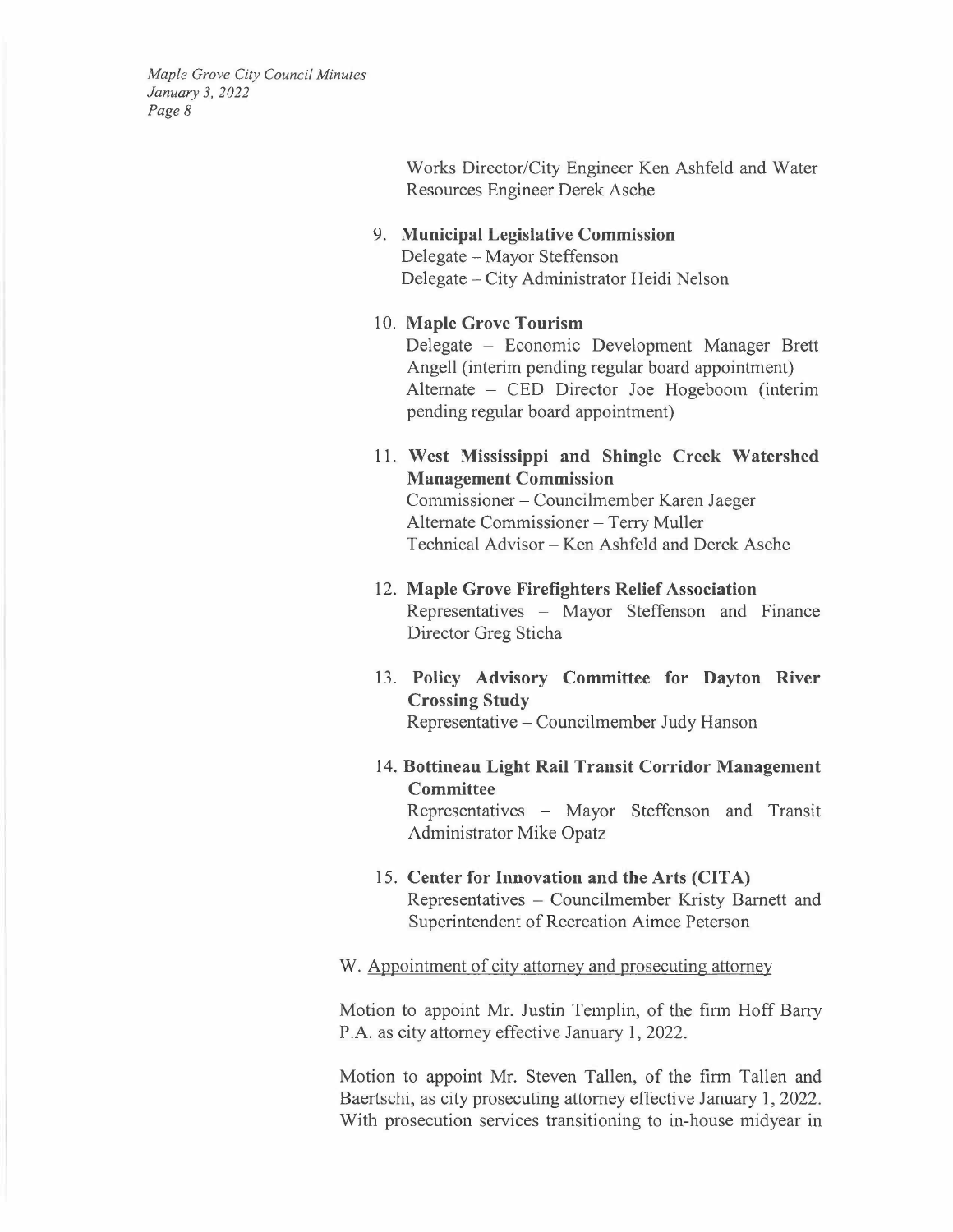Works Director/City Engineer Ken Ashfeld and Water Resources Engineer Derek Asche

9. **Municipal Legislative Commission**
   Delegate – Mayor Steffenson
   Delegate – City Administrator Heidi Nelson

10. **Maple Grove Tourism**
    Delegate – Economic Development Manager Brett Angell (interim pending regular board appointment)
    Alternate – CED Director Joe Hogeboom (interim pending regular board appointment)

11. **West Mississippi and Shingle Creek Watershed Management Commission**
    Commissioner – Councilmember Karen Jaeger
    Alternate Commissioner – Terry Muller
    Technical Advisor – Ken Ashfeld and Derek Asche

12. **Maple Grove Firefighters Relief Association**
    Representatives – Mayor Steffenson and Finance Director Greg Sticha

13. **Policy Advisory Committee for Dayton River Crossing Study**
    Representative – Councilmember Judy Hanson

14. **Bottineau Light Rail Transit Corridor Management Committee**
    Representatives – Mayor Steffenson and Transit Administrator Mike Opatz

15. **Center for Innovation and the Arts (CITA)**
    Representatives – Councilmember Kristy Barnett and Superintendent of Recreation Aimee Peterson

W. Appointment of city attorney and prosecuting attorney

Motion to appoint Mr. Justin Templin, of the firm Hoff Barry P.A. as city attorney effective January 1, 2022.

Motion to appoint Mr. Steven Tallen, of the firm Tallen and Baertschi, as city prosecuting attorney effective January 1, 2022. With prosecution services transitioning to in-house midyear in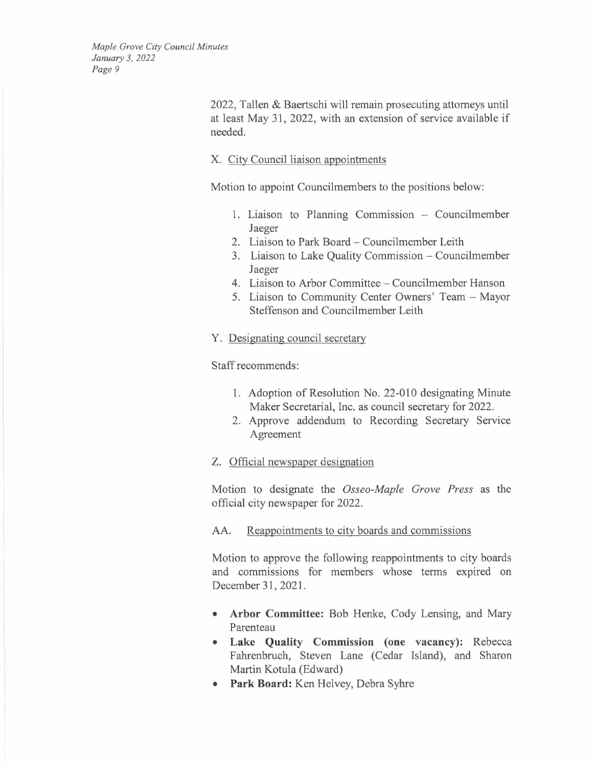2022, Tallen & Baertschi will remain prosecuting attorneys until at least May 31, 2022, with an extension of service available if needed.

X. City Council liaison appointments

Motion to appoint Councilmembers to the positions below:

1. Liaison to Planning Commission – Councilmember Jaeger
2. Liaison to Park Board – Councilmember Leith
3. Liaison to Lake Quality Commission – Councilmember Jaeger
4. Liaison to Arbor Committee – Councilmember Hanson
5. Liaison to Community Center Owners' Team – Mayor Steffenson and Councilmember Leith

Y. Designating council secretary

Staff recommends:

1. Adoption of Resolution No. 22-010 designating Minute Maker Secretarial, Inc. as council secretary for 2022.
2. Approve addendum to Recording Secretary Service Agreement

Z. Official newspaper designation

Motion to designate the *Osseo-Maple Grove Press* as the official city newspaper for 2022.

AA. Reappointments to city boards and commissions

Motion to approve the following reappointments to city boards and commissions for members whose terms expired on December 31, 2021.

- **Arbor Committee:** Bob Henke, Cody Lensing, and Mary Parenteau
- **Lake Quality Commission (one vacancy):** Rebecca Fahrenbruch, Steven Lane (Cedar Island), and Sharon Martin Kotula (Edward)
- **Park Board:** Ken Helvey, Debra Syhre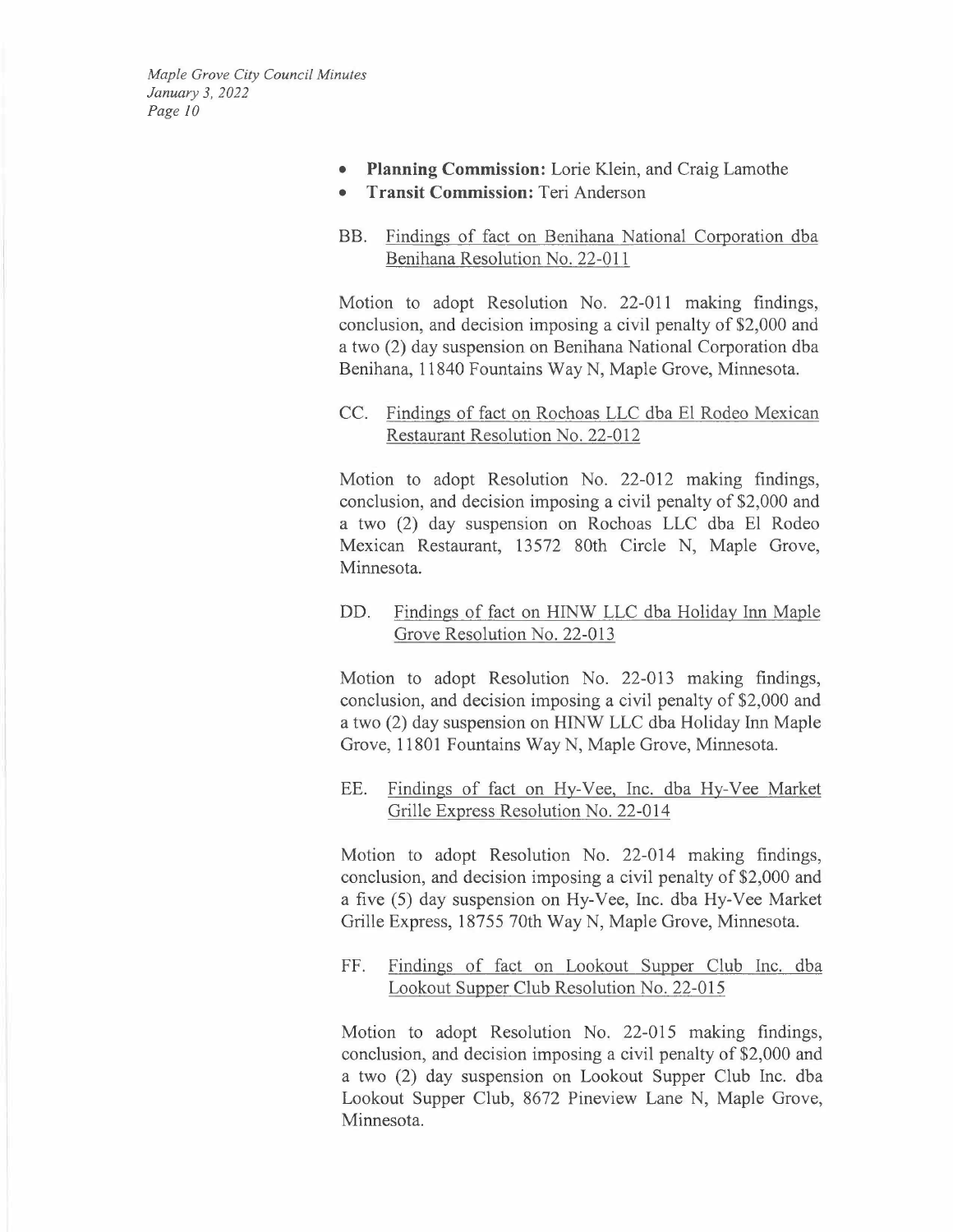- **Planning Commission:** Lorie Klein, and Craig Lamothe
- **Transit Commission:** Teri Anderson

BB. Findings of fact on Benihana National Corporation dba Benihana Resolution No. 22-011

Motion to adopt Resolution No. 22-011 making findings, conclusion, and decision imposing a civil penalty of $2,000 and a two (2) day suspension on Benihana National Corporation dba Benihana, 11840 Fountains Way N, Maple Grove, Minnesota.

CC. Findings of fact on Rochoas LLC dba El Rodeo Mexican Restaurant Resolution No. 22-012

Motion to adopt Resolution No. 22-012 making findings, conclusion, and decision imposing a civil penalty of $2,000 and a two (2) day suspension on Rochoas LLC dba El Rodeo Mexican Restaurant, 13572 80th Circle N, Maple Grove, Minnesota.

DD. Findings of fact on HINW LLC dba Holiday Inn Maple Grove Resolution No. 22-013

Motion to adopt Resolution No. 22-013 making findings, conclusion, and decision imposing a civil penalty of $2,000 and a two (2) day suspension on HINW LLC dba Holiday Inn Maple Grove, 11801 Fountains Way N, Maple Grove, Minnesota.

EE. Findings of fact on Hy-Vee, Inc. dba Hy-Vee Market Grille Express Resolution No. 22-014

Motion to adopt Resolution No. 22-014 making findings, conclusion, and decision imposing a civil penalty of $2,000 and a five (5) day suspension on Hy-Vee, Inc. dba Hy-Vee Market Grille Express, 18755 70th Way N, Maple Grove, Minnesota.

FF. Findings of fact on Lookout Supper Club Inc. dba Lookout Supper Club Resolution No. 22-015

Motion to adopt Resolution No. 22-015 making findings, conclusion, and decision imposing a civil penalty of $2,000 and a two (2) day suspension on Lookout Supper Club Inc. dba Lookout Supper Club, 8672 Pineview Lane N, Maple Grove, Minnesota.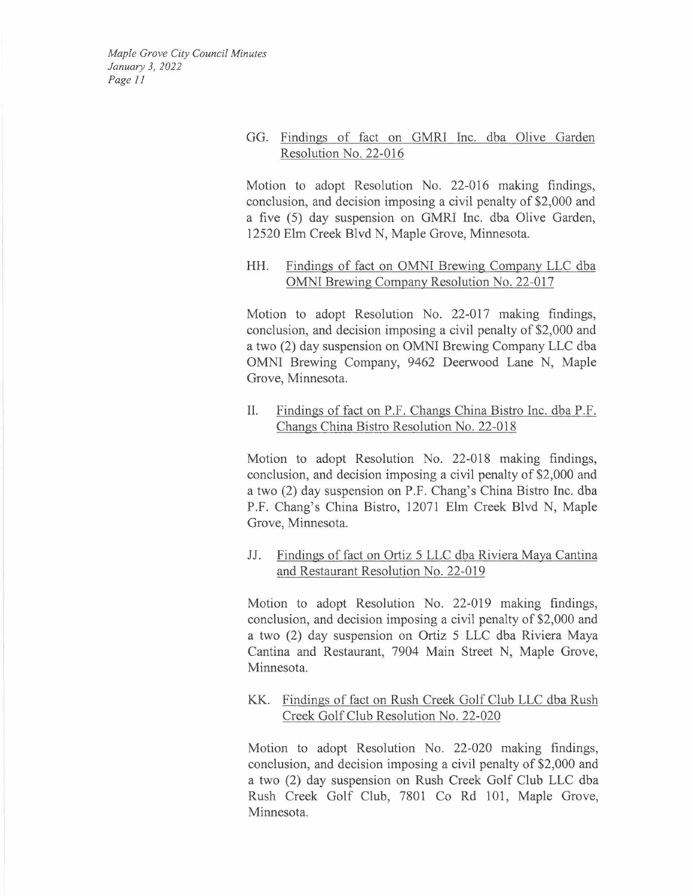GG. Findings of fact on GMRI Inc. dba Olive Garden Resolution No. 22-016

Motion to adopt Resolution No. 22-016 making findings, conclusion, and decision imposing a civil penalty of $2,000 and a five (5) day suspension on GMRI Inc. dba Olive Garden, 12520 Elm Creek Blvd N, Maple Grove, Minnesota.

HH. Findings of fact on OMNI Brewing Company LLC dba OMNI Brewing Company Resolution No. 22-017

Motion to adopt Resolution No. 22-017 making findings, conclusion, and decision imposing a civil penalty of $2,000 and a two (2) day suspension on OMNI Brewing Company LLC dba OMNI Brewing Company, 9462 Deerwood Lane N, Maple Grove, Minnesota.

II. Findings of fact on P.F. Changs China Bistro Inc. dba P.F. Changs China Bistro Resolution No. 22-018

Motion to adopt Resolution No. 22-018 making findings, conclusion, and decision imposing a civil penalty of $2,000 and a two (2) day suspension on P.F. Chang's China Bistro Inc. dba P.F. Chang's China Bistro, 12071 Elm Creek Blvd N, Maple Grove, Minnesota.

JJ. Findings of fact on Ortiz 5 LLC dba Riviera Maya Cantina and Restaurant Resolution No. 22-019

Motion to adopt Resolution No. 22-019 making findings, conclusion, and decision imposing a civil penalty of $2,000 and a two (2) day suspension on Ortiz 5 LLC dba Riviera Maya Cantina and Restaurant, 7904 Main Street N, Maple Grove, Minnesota.

KK. Findings of fact on Rush Creek Golf Club LLC dba Rush Creek Golf Club Resolution No. 22-020

Motion to adopt Resolution No. 22-020 making findings, conclusion, and decision imposing a civil penalty of $2,000 and a two (2) day suspension on Rush Creek Golf Club LLC dba Rush Creek Golf Club, 7801 Co Rd 101, Maple Grove, Minnesota.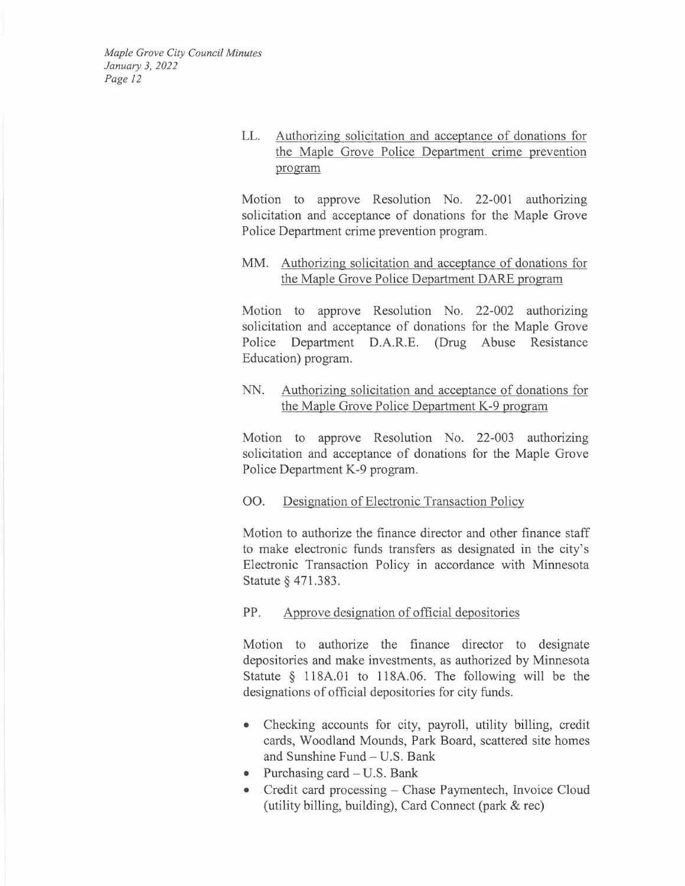LL. Authorizing solicitation and acceptance of donations for the Maple Grove Police Department crime prevention program

Motion to approve Resolution No. 22-001 authorizing solicitation and acceptance of donations for the Maple Grove Police Department crime prevention program.

MM. Authorizing solicitation and acceptance of donations for the Maple Grove Police Department DARE program

Motion to approve Resolution No. 22-002 authorizing solicitation and acceptance of donations for the Maple Grove Police Department D.A.R.E. (Drug Abuse Resistance Education) program.

NN. Authorizing solicitation and acceptance of donations for the Maple Grove Police Department K-9 program

Motion to approve Resolution No. 22-003 authorizing solicitation and acceptance of donations for the Maple Grove Police Department K-9 program.

OO. Designation of Electronic Transaction Policy

Motion to authorize the finance director and other finance staff to make electronic funds transfers as designated in the city's Electronic Transaction Policy in accordance with Minnesota Statute § 471.383.

PP. Approve designation of official depositories

Motion to authorize the finance director to designate depositories and make investments, as authorized by Minnesota Statute § 118A.01 to 118A.06. The following will be the designations of official depositories for city funds.

- Checking accounts for city, payroll, utility billing, credit cards, Woodland Mounds, Park Board, scattered site homes and Sunshine Fund – U.S. Bank
- Purchasing card – U.S. Bank
- Credit card processing – Chase Paymentech, Invoice Cloud (utility billing, building), Card Connect (park & rec)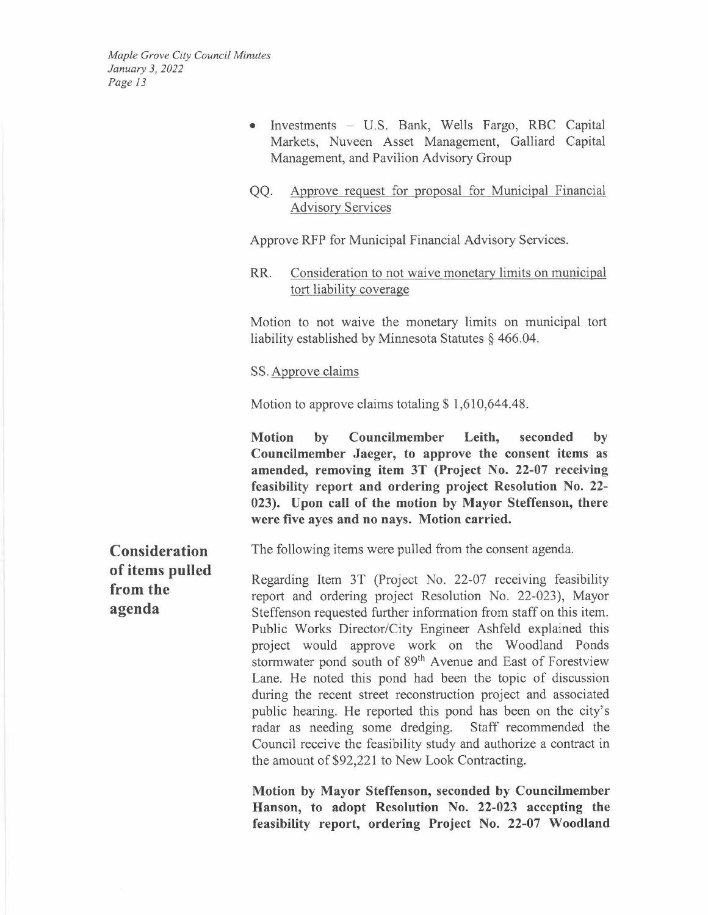- Investments – U.S. Bank, Wells Fargo, RBC Capital Markets, Nuveen Asset Management, Galliard Capital Management, and Pavilion Advisory Group

QQ. Approve request for proposal for Municipal Financial Advisory Services

Approve RFP for Municipal Financial Advisory Services.

RR. Consideration to not waive monetary limits on municipal tort liability coverage

Motion to not waive the monetary limits on municipal tort liability established by Minnesota Statutes § 466.04.

SS. Approve claims

Motion to approve claims totaling $ 1,610,644.48.

**Motion by Councilmember Leith, seconded by Councilmember Jaeger, to approve the consent items as amended, removing item 3T (Project No. 22-07 receiving feasibility report and ordering project Resolution No. 22-023). Upon call of the motion by Mayor Steffenson, there were five ayes and no nays. Motion carried.**

## Consideration of items pulled from the agenda

The following items were pulled from the consent agenda.

Regarding Item 3T (Project No. 22-07 receiving feasibility report and ordering project Resolution No. 22-023), Mayor Steffenson requested further information from staff on this item. Public Works Director/City Engineer Ashfeld explained this project would approve work on the Woodland Ponds stormwater pond south of 89th Avenue and East of Forestview Lane. He noted this pond had been the topic of discussion during the recent street reconstruction project and associated public hearing. He reported this pond has been on the city's radar as needing some dredging. Staff recommended the Council receive the feasibility study and authorize a contract in the amount of $92,221 to New Look Contracting.

**Motion by Mayor Steffenson, seconded by Councilmember Hanson, to adopt Resolution No. 22-023 accepting the feasibility report, ordering Project No. 22-07 Woodland**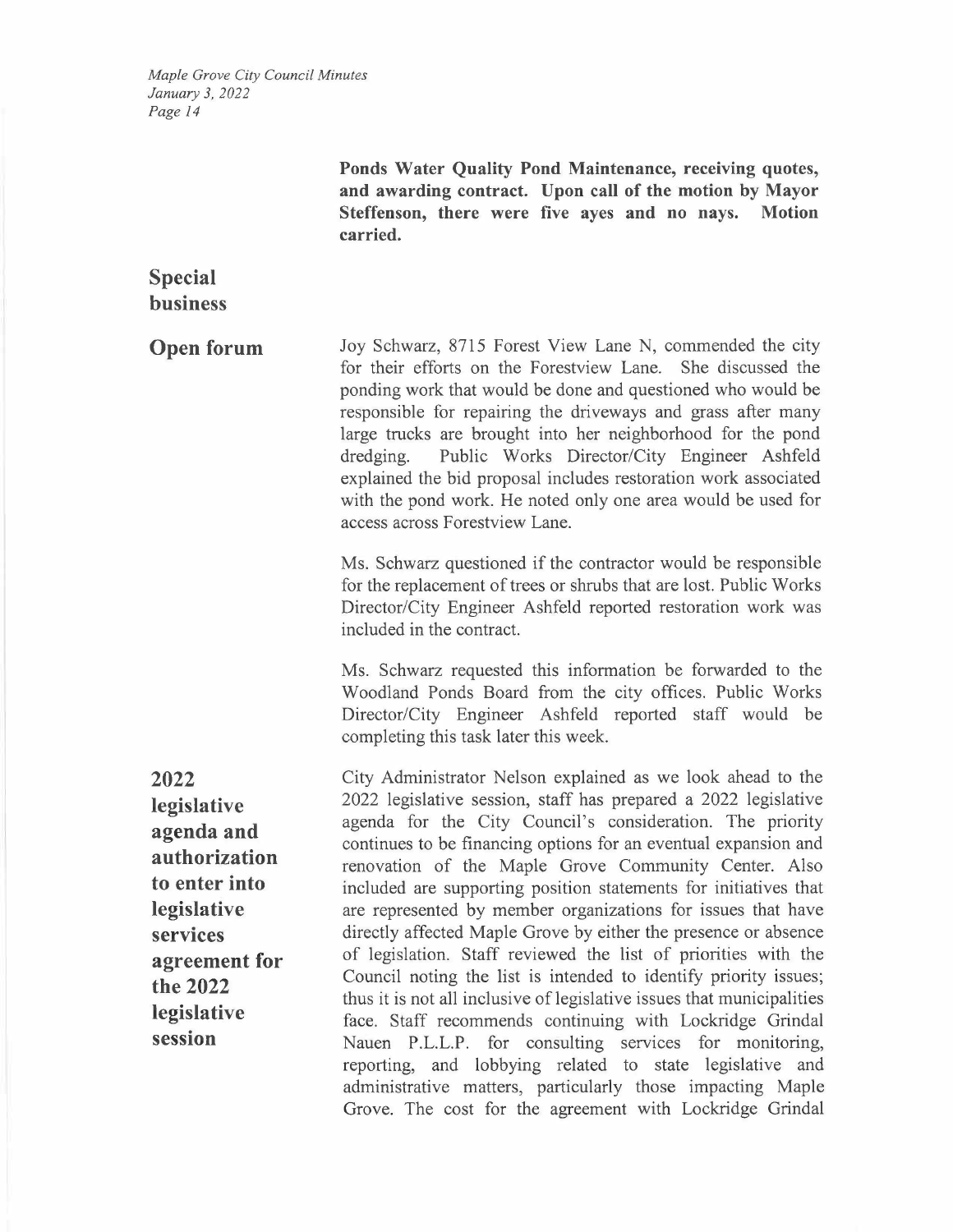**Ponds Water Quality Pond Maintenance, receiving quotes, and awarding contract. Upon call of the motion by Mayor Steffenson, there were five ayes and no nays. Motion carried.**

## Special business

## Open forum

Joy Schwarz, 8715 Forest View Lane N, commended the city for their efforts on the Forestview Lane. She discussed the ponding work that would be done and questioned who would be responsible for repairing the driveways and grass after many large trucks are brought into her neighborhood for the pond dredging. Public Works Director/City Engineer Ashfeld explained the bid proposal includes restoration work associated with the pond work. He noted only one area would be used for access across Forestview Lane.

Ms. Schwarz questioned if the contractor would be responsible for the replacement of trees or shrubs that are lost. Public Works Director/City Engineer Ashfeld reported restoration work was included in the contract.

Ms. Schwarz requested this information be forwarded to the Woodland Ponds Board from the city offices. Public Works Director/City Engineer Ashfeld reported staff would be completing this task later this week.

## 2022 legislative agenda and authorization to enter into legislative services agreement for the 2022 legislative session

City Administrator Nelson explained as we look ahead to the 2022 legislative session, staff has prepared a 2022 legislative agenda for the City Council's consideration. The priority continues to be financing options for an eventual expansion and renovation of the Maple Grove Community Center. Also included are supporting position statements for initiatives that are represented by member organizations for issues that have directly affected Maple Grove by either the presence or absence of legislation. Staff reviewed the list of priorities with the Council noting the list is intended to identify priority issues; thus it is not all inclusive of legislative issues that municipalities face. Staff recommends continuing with Lockridge Grindal Nauen P.L.L.P. for consulting services for monitoring, reporting, and lobbying related to state legislative and administrative matters, particularly those impacting Maple Grove. The cost for the agreement with Lockridge Grindal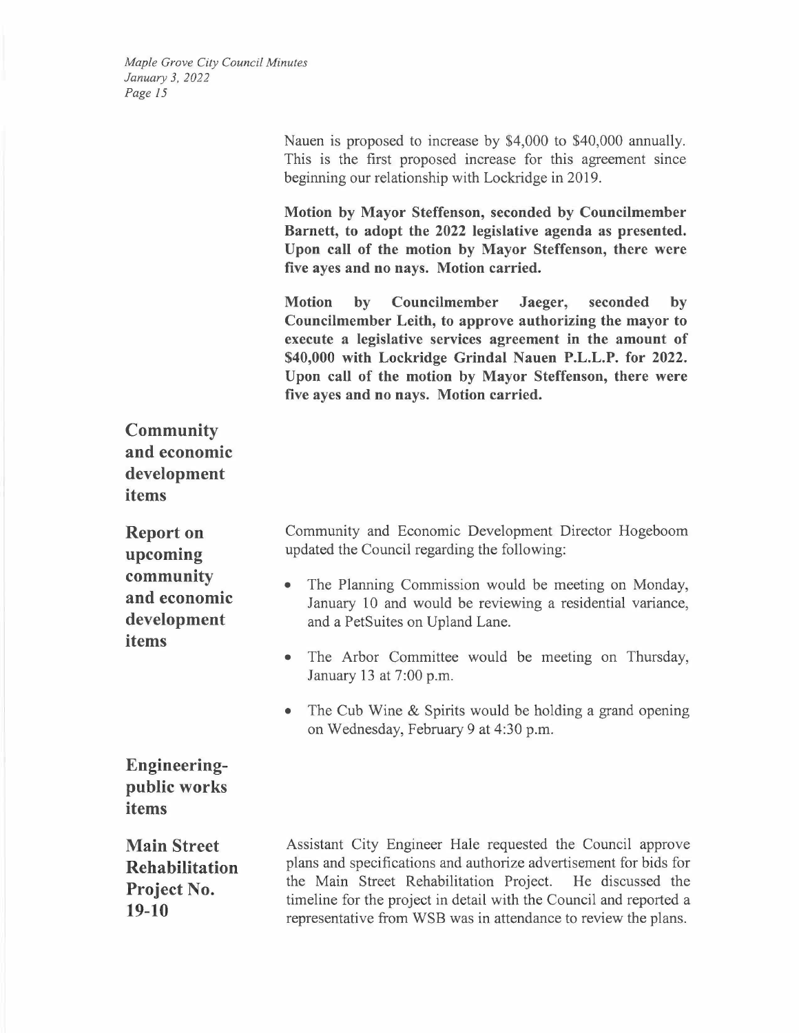Nauen is proposed to increase by $4,000 to $40,000 annually. This is the first proposed increase for this agreement since beginning our relationship with Lockridge in 2019.

**Motion by Mayor Steffenson, seconded by Councilmember Barnett, to adopt the 2022 legislative agenda as presented. Upon call of the motion by Mayor Steffenson, there were five ayes and no nays. Motion carried.**

**Motion by Councilmember Jaeger, seconded by Councilmember Leith, to approve authorizing the mayor to execute a legislative services agreement in the amount of $40,000 with Lockridge Grindal Nauen P.L.L.P. for 2022. Upon call of the motion by Mayor Steffenson, there were five ayes and no nays. Motion carried.**

## Community and economic development items

### Report on upcoming community and economic development items

Community and Economic Development Director Hogeboom updated the Council regarding the following:

- The Planning Commission would be meeting on Monday, January 10 and would be reviewing a residential variance, and a PetSuites on Upland Lane.
- The Arbor Committee would be meeting on Thursday, January 13 at 7:00 p.m.
- The Cub Wine & Spirits would be holding a grand opening on Wednesday, February 9 at 4:30 p.m.

## Engineering-public works items

### Main Street Rehabilitation Project No. 19-10

Assistant City Engineer Hale requested the Council approve plans and specifications and authorize advertisement for bids for the Main Street Rehabilitation Project. He discussed the timeline for the project in detail with the Council and reported a representative from WSB was in attendance to review the plans.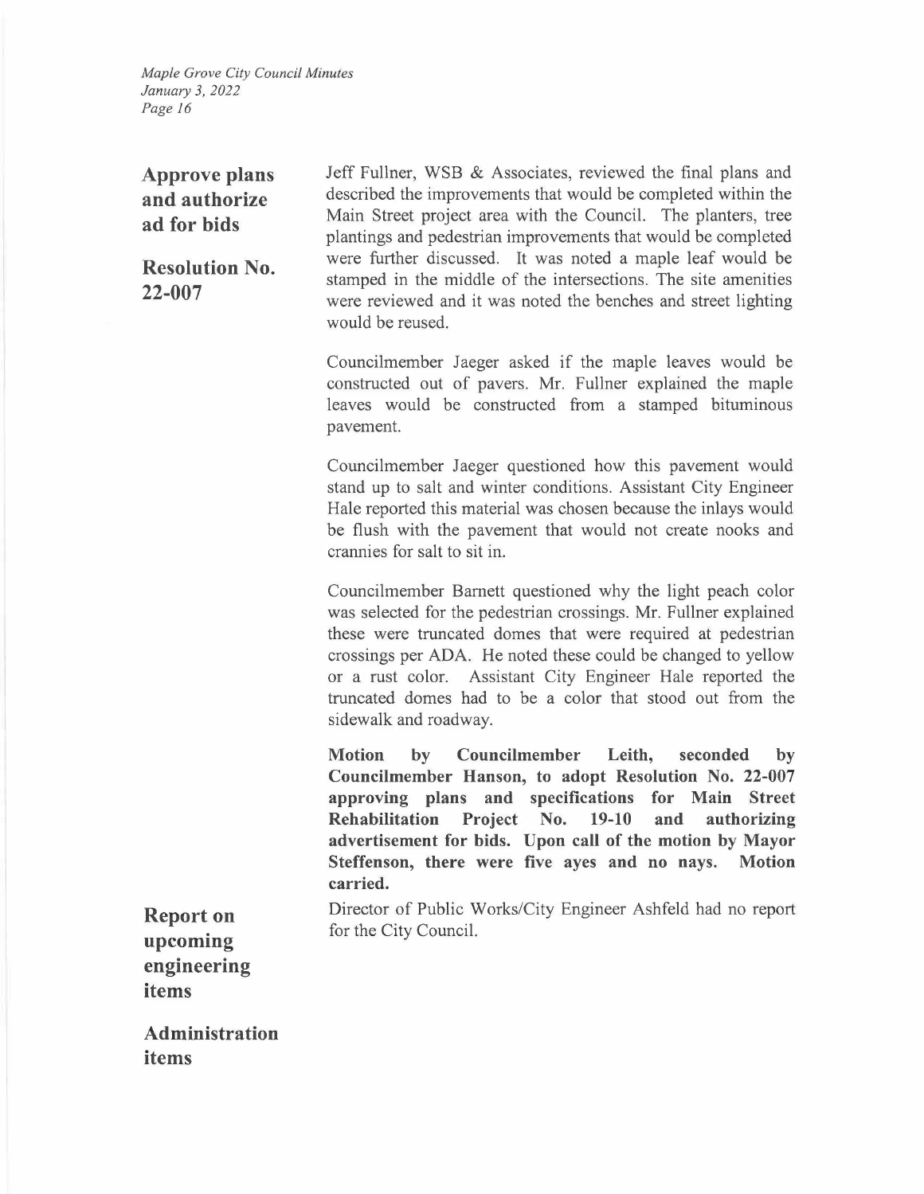**Approve plans and authorize ad for bids**

**Resolution No. 22-007**

Jeff Fullner, WSB & Associates, reviewed the final plans and described the improvements that would be completed within the Main Street project area with the Council. The planters, tree plantings and pedestrian improvements that would be completed were further discussed. It was noted a maple leaf would be stamped in the middle of the intersections. The site amenities were reviewed and it was noted the benches and street lighting would be reused.

Councilmember Jaeger asked if the maple leaves would be constructed out of pavers. Mr. Fullner explained the maple leaves would be constructed from a stamped bituminous pavement.

Councilmember Jaeger questioned how this pavement would stand up to salt and winter conditions. Assistant City Engineer Hale reported this material was chosen because the inlays would be flush with the pavement that would not create nooks and crannies for salt to sit in.

Councilmember Barnett questioned why the light peach color was selected for the pedestrian crossings. Mr. Fullner explained these were truncated domes that were required at pedestrian crossings per ADA. He noted these could be changed to yellow or a rust color. Assistant City Engineer Hale reported the truncated domes had to be a color that stood out from the sidewalk and roadway.

**Motion by Councilmember Leith, seconded by Councilmember Hanson, to adopt Resolution No. 22-007 approving plans and specifications for Main Street Rehabilitation Project No. 19-10 and authorizing advertisement for bids. Upon call of the motion by Mayor Steffenson, there were five ayes and no nays. Motion carried.**

**Report on upcoming engineering items**

Director of Public Works/City Engineer Ashfeld had no report for the City Council.

**Administration items**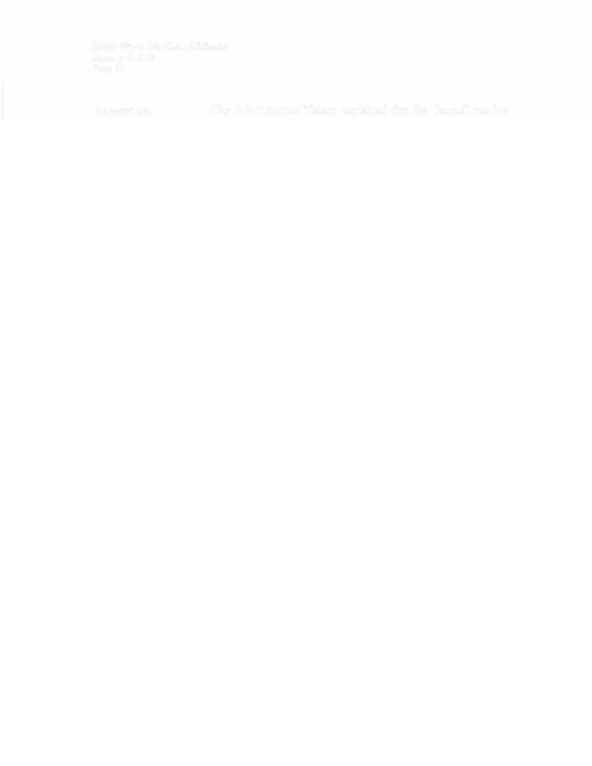City Administrator Nelson explained that the Council has ha